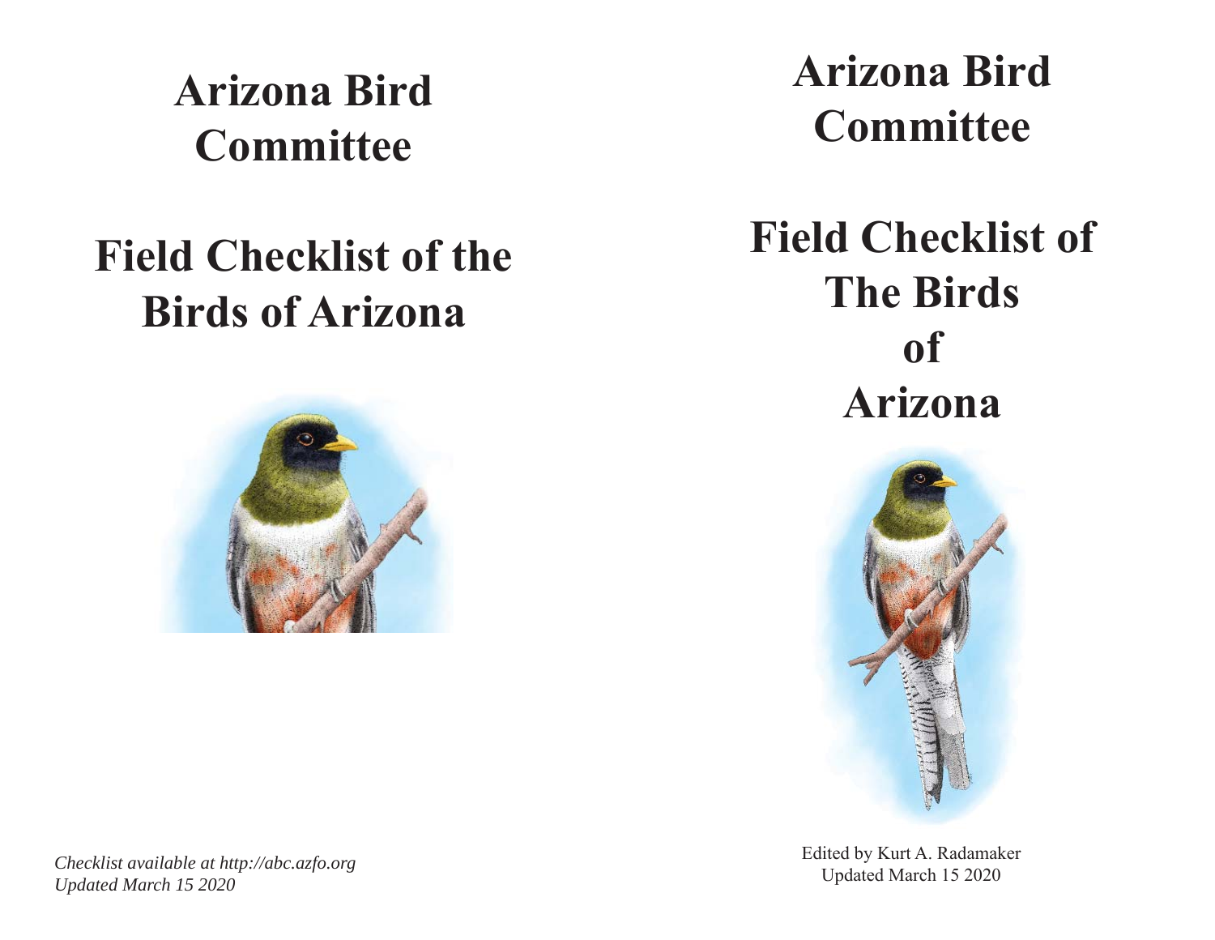# Arizona Bird Committee

## Field Checklist of the Birds of Arizona

*Checklist available at http://abc.azfo.org*
*Updated March 15 2020*

# Arizona Bird Committee

## Field Checklist of The Birds of Arizona

Edited by Kurt A. Radamaker
Updated March 15 2020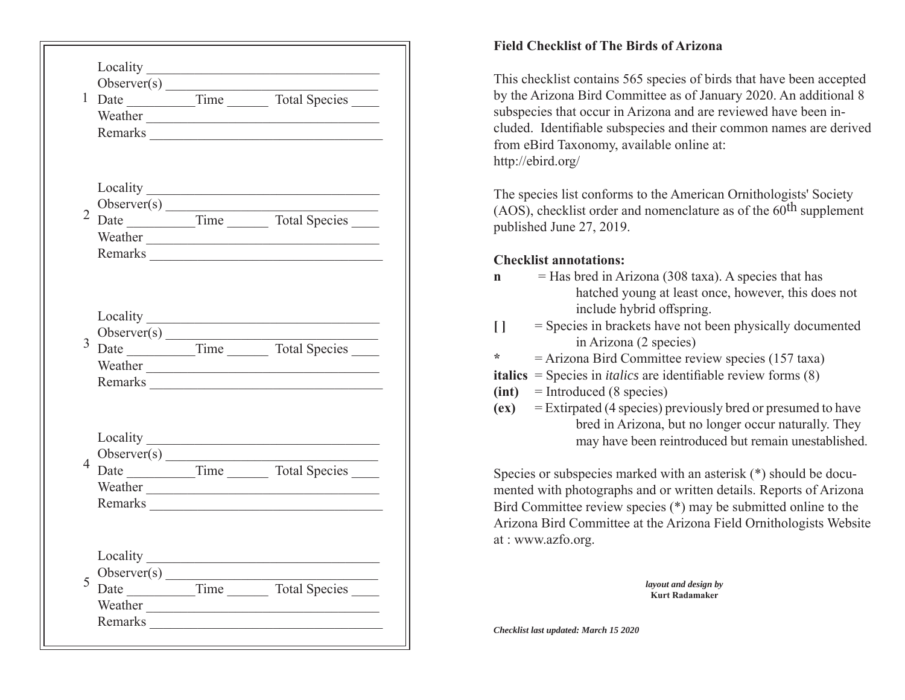Locality ________________________________
Observer(s) ______________________________
1 Date __________Time ______ Total Species ____
Weather ________________________________
Remarks ________________________________

Locality ________________________________
Observer(s) ______________________________
2 Date __________Time ______ Total Species ____
Weather ________________________________
Remarks ________________________________

Locality ________________________________
Observer(s) ______________________________
3 Date __________Time ______ Total Species ____
Weather ________________________________
Remarks ________________________________

Locality ________________________________
Observer(s) ______________________________
4 Date __________Time ______ Total Species ____
Weather ________________________________
Remarks ________________________________

Locality ________________________________
Observer(s) ______________________________
5 Date __________Time ______ Total Species ____
Weather ________________________________
Remarks ________________________________

**Field Checklist of The Birds of Arizona**

This checklist contains 565 species of birds that have been accepted by the Arizona Bird Committee as of January 2020. An additional 8 subspecies that occur in Arizona and are reviewed have been included. Identifiable subspecies and their common names are derived from eBird Taxonomy, available online at: http://ebird.org/

The species list conforms to the American Ornithologists' Society (AOS), checklist order and nomenclature as of the 60th supplement published June 27, 2019.

**Checklist annotations:**

**n** = Has bred in Arizona (308 taxa). A species that has hatched young at least once, however, this does not include hybrid offspring.

**[ ]** = Species in brackets have not been physically documented in Arizona (2 species)

**\*** = Arizona Bird Committee review species (157 taxa)

**italics** = Species in *italics* are identifiable review forms (8)

**(int)** = Introduced (8 species)

**(ex)** = Extirpated (4 species) previously bred or presumed to have bred in Arizona, but no longer occur naturally. They may have been reintroduced but remain unestablished.

Species or subspecies marked with an asterisk (*) should be documented with photographs and or written details. Reports of Arizona Bird Committee review species (*) may be submitted online to the Arizona Bird Committee at the Arizona Field Ornithologists Website at : www.azfo.org.

***layout and design by***
**Kurt Radamaker**

***Checklist last updated: March 15 2020***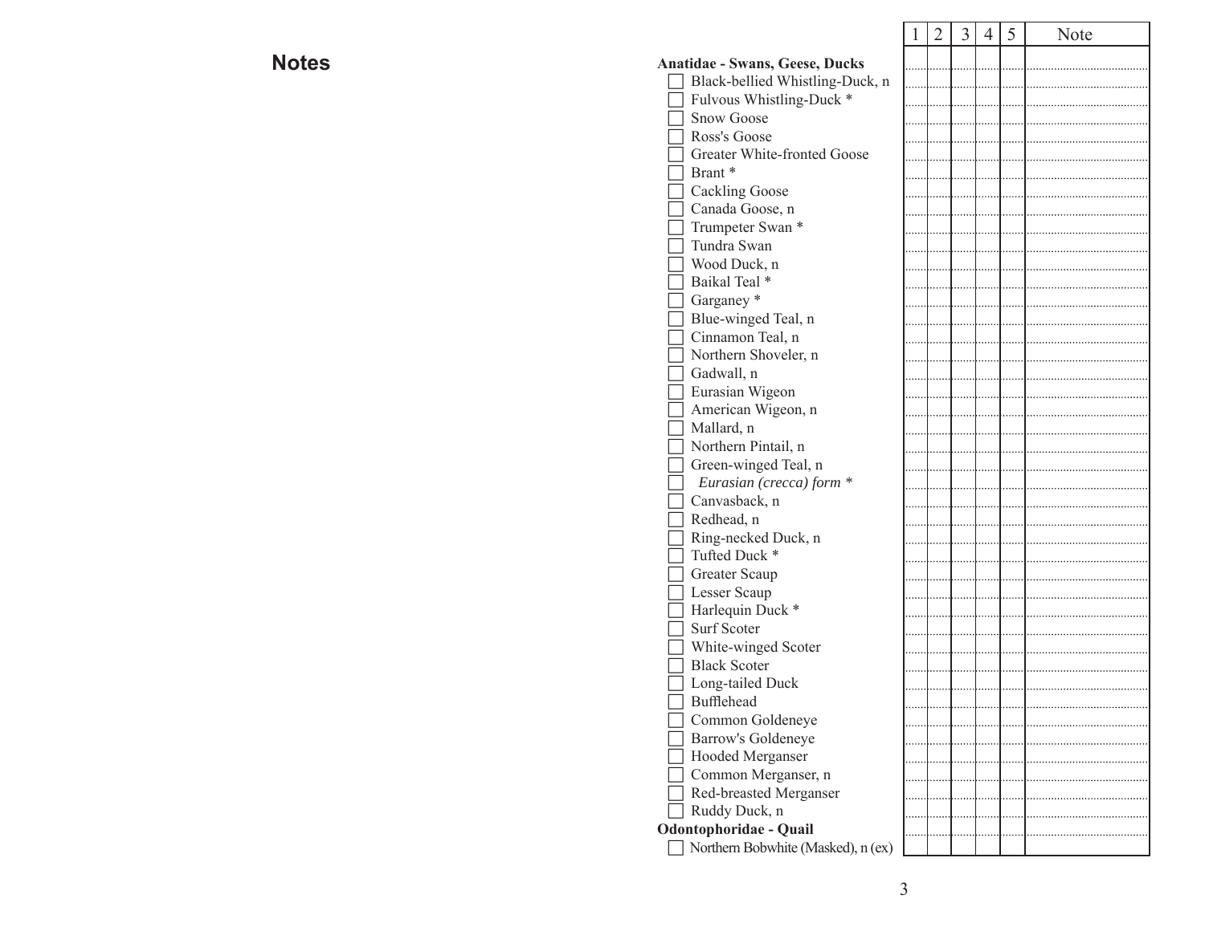## Notes

| | 1 | 2 | 3 | 4 | 5 | Note |
|---|---|---|---|---|---|---|
| **Anatidae - Swans, Geese, Ducks** | | | | | | |
| ☐ Black-bellied Whistling-Duck, n | | | | | | |
| ☐ Fulvous Whistling-Duck * | | | | | | |
| ☐ Snow Goose | | | | | | |
| ☐ Ross's Goose | | | | | | |
| ☐ Greater White-fronted Goose | | | | | | |
| ☐ Brant * | | | | | | |
| ☐ Cackling Goose | | | | | | |
| ☐ Canada Goose, n | | | | | | |
| ☐ Trumpeter Swan * | | | | | | |
| ☐ Tundra Swan | | | | | | |
| ☐ Wood Duck, n | | | | | | |
| ☐ Baikal Teal * | | | | | | |
| ☐ Garganey * | | | | | | |
| ☐ Blue-winged Teal, n | | | | | | |
| ☐ Cinnamon Teal, n | | | | | | |
| ☐ Northern Shoveler, n | | | | | | |
| ☐ Gadwall, n | | | | | | |
| ☐ Eurasian Wigeon | | | | | | |
| ☐ American Wigeon, n | | | | | | |
| ☐ Mallard, n | | | | | | |
| ☐ Northern Pintail, n | | | | | | |
| ☐ Green-winged Teal, n | | | | | | |
| ☐ *Eurasian (crecca) form* * | | | | | | |
| ☐ Canvasback, n | | | | | | |
| ☐ Redhead, n | | | | | | |
| ☐ Ring-necked Duck, n | | | | | | |
| ☐ Tufted Duck * | | | | | | |
| ☐ Greater Scaup | | | | | | |
| ☐ Lesser Scaup | | | | | | |
| ☐ Harlequin Duck * | | | | | | |
| ☐ Surf Scoter | | | | | | |
| ☐ White-winged Scoter | | | | | | |
| ☐ Black Scoter | | | | | | |
| ☐ Long-tailed Duck | | | | | | |
| ☐ Bufflehead | | | | | | |
| ☐ Common Goldeneye | | | | | | |
| ☐ Barrow's Goldeneye | | | | | | |
| ☐ Hooded Merganser | | | | | | |
| ☐ Common Merganser, n | | | | | | |
| ☐ Red-breasted Merganser | | | | | | |
| ☐ Ruddy Duck, n | | | | | | |
| **Odontophoridae - Quail** | | | | | | |
| ☐ Northern Bobwhite (Masked), n (ex) | | | | | | |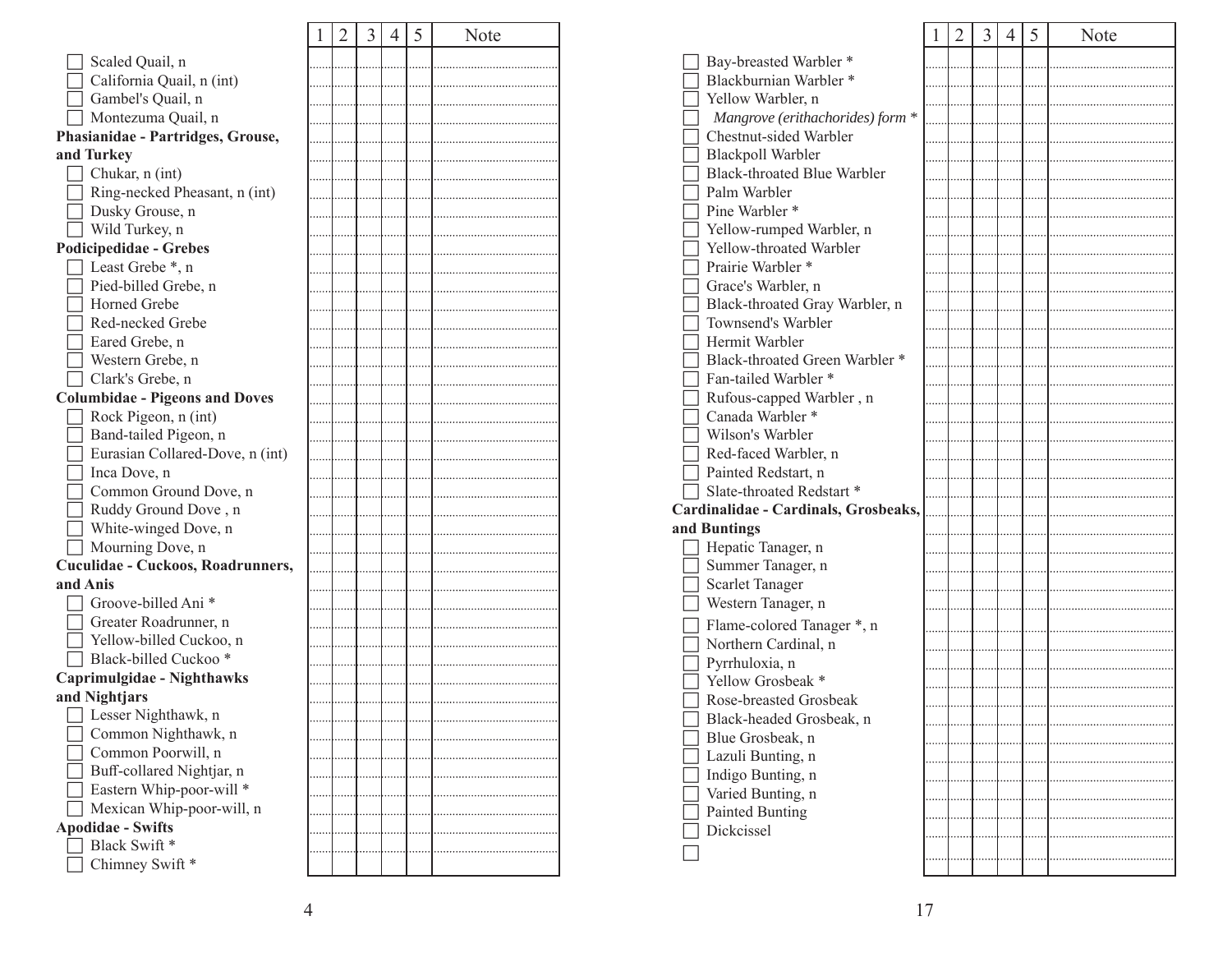| | 1 | 2 | 3 | 4 | 5 | Note |
|---|---|---|---|---|---|---|
| ☐ Scaled Quail, n | | | | | | |
| ☐ California Quail, n (int) | | | | | | |
| ☐ Gambel's Quail, n | | | | | | |
| ☐ Montezuma Quail, n | | | | | | |
| **Phasianidae - Partridges, Grouse, and Turkey** | | | | | | |
| ☐ Chukar, n (int) | | | | | | |
| ☐ Ring-necked Pheasant, n (int) | | | | | | |
| ☐ Dusky Grouse, n | | | | | | |
| ☐ Wild Turkey, n | | | | | | |
| **Podicipedidae - Grebes** | | | | | | |
| ☐ Least Grebe *, n | | | | | | |
| ☐ Pied-billed Grebe, n | | | | | | |
| ☐ Horned Grebe | | | | | | |
| ☐ Red-necked Grebe | | | | | | |
| ☐ Eared Grebe, n | | | | | | |
| ☐ Western Grebe, n | | | | | | |
| ☐ Clark's Grebe, n | | | | | | |
| **Columbidae - Pigeons and Doves** | | | | | | |
| ☐ Rock Pigeon, n (int) | | | | | | |
| ☐ Band-tailed Pigeon, n | | | | | | |
| ☐ Eurasian Collared-Dove, n (int) | | | | | | |
| ☐ Inca Dove, n | | | | | | |
| ☐ Common Ground Dove, n | | | | | | |
| ☐ Ruddy Ground Dove , n | | | | | | |
| ☐ White-winged Dove, n | | | | | | |
| ☐ Mourning Dove, n | | | | | | |
| **Cuculidae - Cuckoos, Roadrunners, and Anis** | | | | | | |
| ☐ Groove-billed Ani * | | | | | | |
| ☐ Greater Roadrunner, n | | | | | | |
| ☐ Yellow-billed Cuckoo, n | | | | | | |
| ☐ Black-billed Cuckoo * | | | | | | |
| **Caprimulgidae - Nighthawks and Nightjars** | | | | | | |
| ☐ Lesser Nighthawk, n | | | | | | |
| ☐ Common Nighthawk, n | | | | | | |
| ☐ Common Poorwill, n | | | | | | |
| ☐ Buff-collared Nightjar, n | | | | | | |
| ☐ Eastern Whip-poor-will * | | | | | | |
| ☐ Mexican Whip-poor-will, n | | | | | | |
| **Apodidae - Swifts** | | | | | | |
| ☐ Black Swift * | | | | | | |
| ☐ Chimney Swift * | | | | | | |

| | 1 | 2 | 3 | 4 | 5 | Note |
|---|---|---|---|---|---|---|
| ☐ Bay-breasted Warbler * | | | | | | |
| ☐ Blackburnian Warbler * | | | | | | |
| ☐ Yellow Warbler, n | | | | | | |
| ☐ *Mangrove (erithachorides) form ** | | | | | | |
| ☐ Chestnut-sided Warbler | | | | | | |
| ☐ Blackpoll Warbler | | | | | | |
| ☐ Black-throated Blue Warbler | | | | | | |
| ☐ Palm Warbler | | | | | | |
| ☐ Pine Warbler * | | | | | | |
| ☐ Yellow-rumped Warbler, n | | | | | | |
| ☐ Yellow-throated Warbler | | | | | | |
| ☐ Prairie Warbler * | | | | | | |
| ☐ Grace's Warbler, n | | | | | | |
| ☐ Black-throated Gray Warbler, n | | | | | | |
| ☐ Townsend's Warbler | | | | | | |
| ☐ Hermit Warbler | | | | | | |
| ☐ Black-throated Green Warbler * | | | | | | |
| ☐ Fan-tailed Warbler * | | | | | | |
| ☐ Rufous-capped Warbler , n | | | | | | |
| ☐ Canada Warbler * | | | | | | |
| ☐ Wilson's Warbler | | | | | | |
| ☐ Red-faced Warbler, n | | | | | | |
| ☐ Painted Redstart, n | | | | | | |
| ☐ Slate-throated Redstart * | | | | | | |
| **Cardinalidae - Cardinals, Grosbeaks, and Buntings** | | | | | | |
| ☐ Hepatic Tanager, n | | | | | | |
| ☐ Summer Tanager, n | | | | | | |
| ☐ Scarlet Tanager | | | | | | |
| ☐ Western Tanager, n | | | | | | |
| ☐ Flame-colored Tanager *, n | | | | | | |
| ☐ Northern Cardinal, n | | | | | | |
| ☐ Pyrrhuloxia, n | | | | | | |
| ☐ Yellow Grosbeak * | | | | | | |
| ☐ Rose-breasted Grosbeak | | | | | | |
| ☐ Black-headed Grosbeak, n | | | | | | |
| ☐ Blue Grosbeak, n | | | | | | |
| ☐ Lazuli Bunting, n | | | | | | |
| ☐ Indigo Bunting, n | | | | | | |
| ☐ Varied Bunting, n | | | | | | |
| ☐ Painted Bunting | | | | | | |
| ☐ Dickcissel | | | | | | |
| ☐ | | | | | | |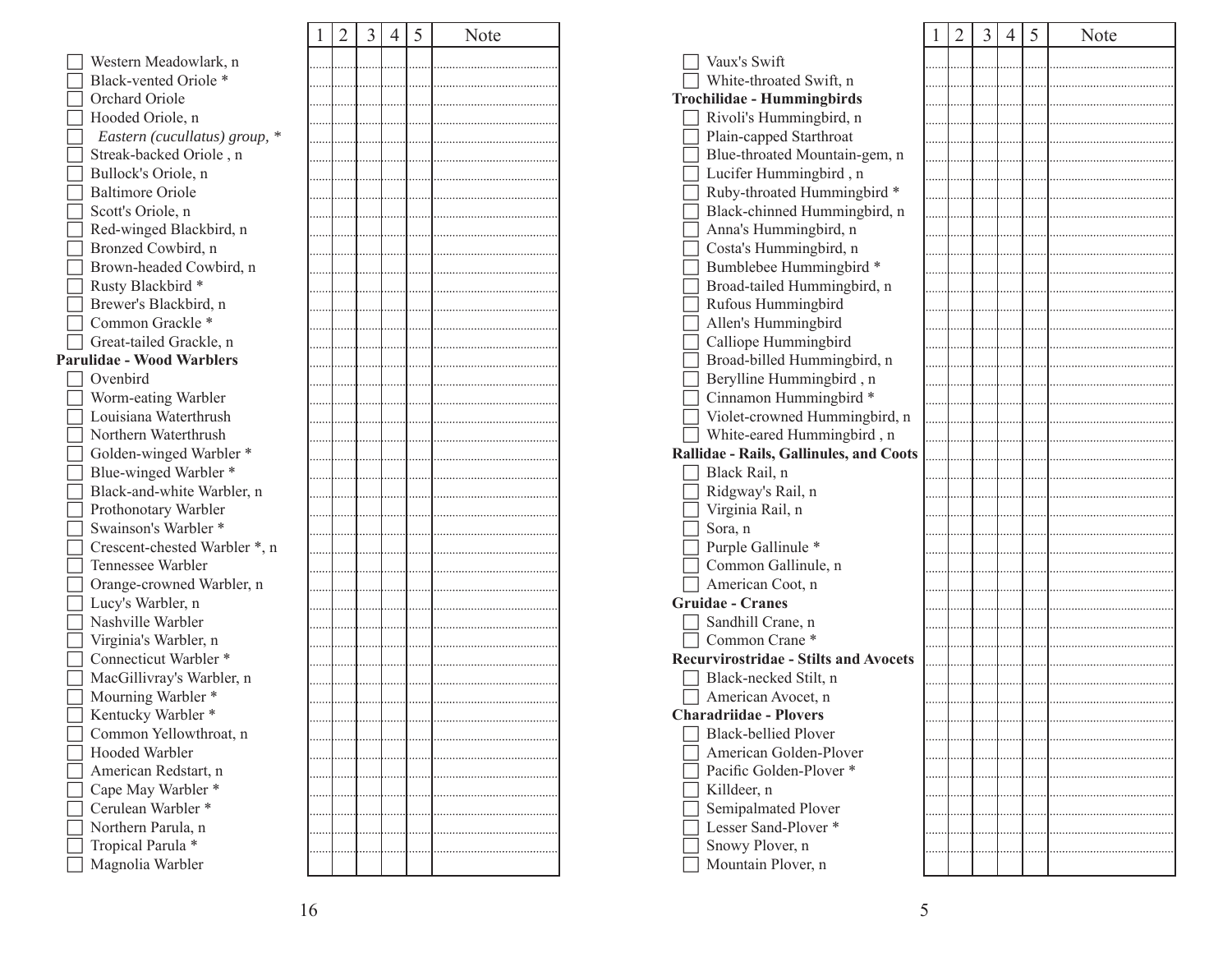| | 1 | 2 | 3 | 4 | 5 | Note |
|---|---|---|---|---|---|---|
| ☐ Western Meadowlark, n | | | | | | |
| ☐ Black-vented Oriole * | | | | | | |
| ☐ Orchard Oriole | | | | | | |
| ☐ Hooded Oriole, n | | | | | | |
| ☐ *Eastern (cucullatus) group,* * | | | | | | |
| ☐ Streak-backed Oriole , n | | | | | | |
| ☐ Bullock's Oriole, n | | | | | | |
| ☐ Baltimore Oriole | | | | | | |
| ☐ Scott's Oriole, n | | | | | | |
| ☐ Red-winged Blackbird, n | | | | | | |
| ☐ Bronzed Cowbird, n | | | | | | |
| ☐ Brown-headed Cowbird, n | | | | | | |
| ☐ Rusty Blackbird * | | | | | | |
| ☐ Brewer's Blackbird, n | | | | | | |
| ☐ Common Grackle * | | | | | | |
| ☐ Great-tailed Grackle, n | | | | | | |
| **Parulidae - Wood Warblers** | | | | | | |
| ☐ Ovenbird | | | | | | |
| ☐ Worm-eating Warbler | | | | | | |
| ☐ Louisiana Waterthrush | | | | | | |
| ☐ Northern Waterthrush | | | | | | |
| ☐ Golden-winged Warbler * | | | | | | |
| ☐ Blue-winged Warbler * | | | | | | |
| ☐ Black-and-white Warbler, n | | | | | | |
| ☐ Prothonotary Warbler | | | | | | |
| ☐ Swainson's Warbler * | | | | | | |
| ☐ Crescent-chested Warbler *, n | | | | | | |
| ☐ Tennessee Warbler | | | | | | |
| ☐ Orange-crowned Warbler, n | | | | | | |
| ☐ Lucy's Warbler, n | | | | | | |
| ☐ Nashville Warbler | | | | | | |
| ☐ Virginia's Warbler, n | | | | | | |
| ☐ Connecticut Warbler * | | | | | | |
| ☐ MacGillivray's Warbler, n | | | | | | |
| ☐ Mourning Warbler * | | | | | | |
| ☐ Kentucky Warbler * | | | | | | |
| ☐ Common Yellowthroat, n | | | | | | |
| ☐ Hooded Warbler | | | | | | |
| ☐ American Redstart, n | | | | | | |
| ☐ Cape May Warbler * | | | | | | |
| ☐ Cerulean Warbler * | | | | | | |
| ☐ Northern Parula, n | | | | | | |
| ☐ Tropical Parula * | | | | | | |
| ☐ Magnolia Warbler | | | | | | |

| | 1 | 2 | 3 | 4 | 5 | Note |
|---|---|---|---|---|---|---|
| ☐ Vaux's Swift | | | | | | |
| ☐ White-throated Swift, n | | | | | | |
| **Trochilidae - Hummingbirds** | | | | | | |
| ☐ Rivoli's Hummingbird, n | | | | | | |
| ☐ Plain-capped Starthroat | | | | | | |
| ☐ Blue-throated Mountain-gem, n | | | | | | |
| ☐ Lucifer Hummingbird , n | | | | | | |
| ☐ Ruby-throated Hummingbird * | | | | | | |
| ☐ Black-chinned Hummingbird, n | | | | | | |
| ☐ Anna's Hummingbird, n | | | | | | |
| ☐ Costa's Hummingbird, n | | | | | | |
| ☐ Bumblebee Hummingbird * | | | | | | |
| ☐ Broad-tailed Hummingbird, n | | | | | | |
| ☐ Rufous Hummingbird | | | | | | |
| ☐ Allen's Hummingbird | | | | | | |
| ☐ Calliope Hummingbird | | | | | | |
| ☐ Broad-billed Hummingbird, n | | | | | | |
| ☐ Berylline Hummingbird , n | | | | | | |
| ☐ Cinnamon Hummingbird * | | | | | | |
| ☐ Violet-crowned Hummingbird, n | | | | | | |
| ☐ White-eared Hummingbird , n | | | | | | |
| **Rallidae - Rails, Gallinules, and Coots** | | | | | | |
| ☐ Black Rail, n | | | | | | |
| ☐ Ridgway's Rail, n | | | | | | |
| ☐ Virginia Rail, n | | | | | | |
| ☐ Sora, n | | | | | | |
| ☐ Purple Gallinule * | | | | | | |
| ☐ Common Gallinule, n | | | | | | |
| ☐ American Coot, n | | | | | | |
| **Gruidae - Cranes** | | | | | | |
| ☐ Sandhill Crane, n | | | | | | |
| ☐ Common Crane * | | | | | | |
| **Recurvirostridae - Stilts and Avocets** | | | | | | |
| ☐ Black-necked Stilt, n | | | | | | |
| ☐ American Avocet, n | | | | | | |
| **Charadriidae - Plovers** | | | | | | |
| ☐ Black-bellied Plover | | | | | | |
| ☐ American Golden-Plover | | | | | | |
| ☐ Pacific Golden-Plover * | | | | | | |
| ☐ Killdeer, n | | | | | | |
| ☐ Semipalmated Plover | | | | | | |
| ☐ Lesser Sand-Plover * | | | | | | |
| ☐ Snowy Plover, n | | | | | | |
| ☐ Mountain Plover, n | | | | | | |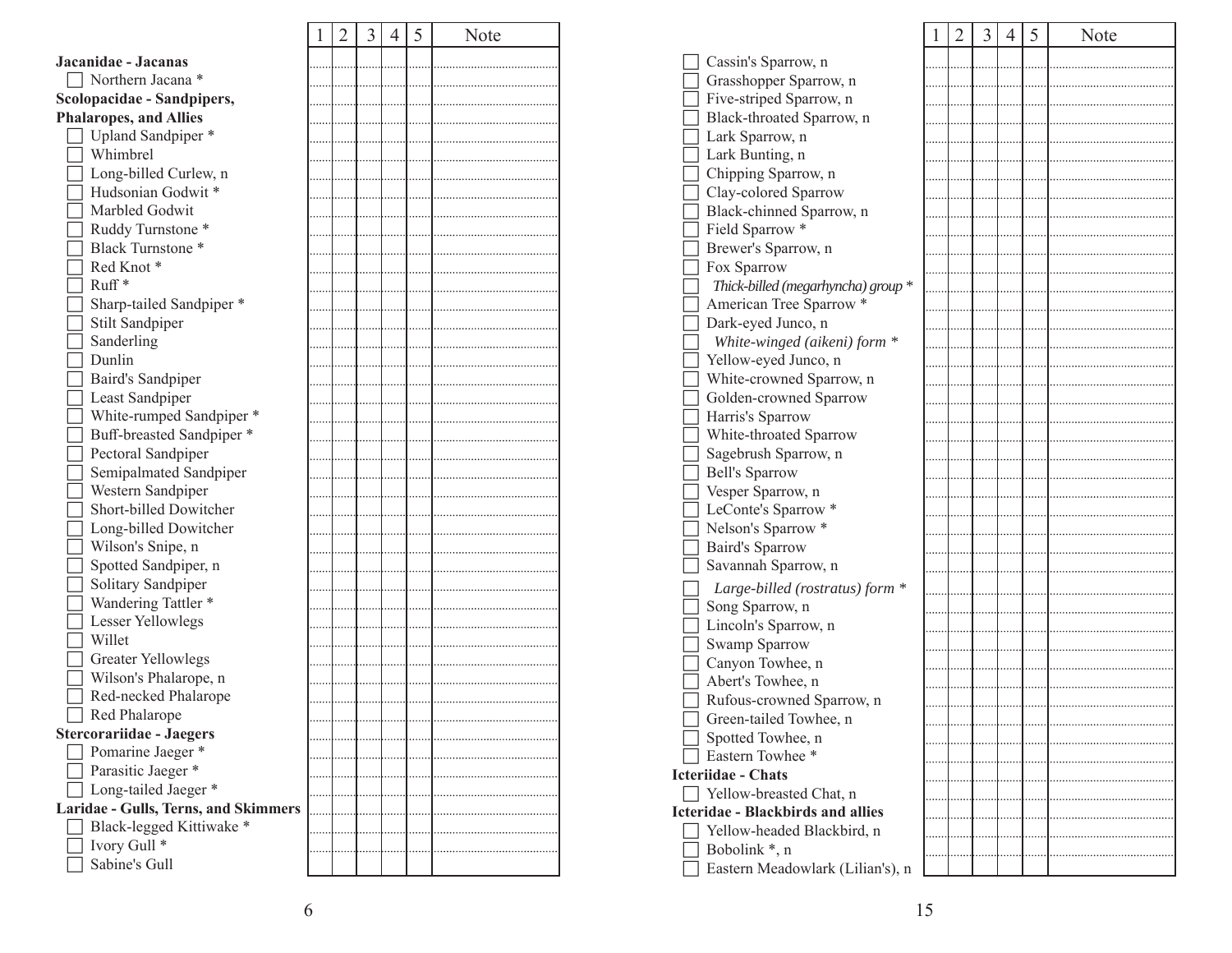| | 1 | 2 | 3 | 4 | 5 | Note |
|---|---|---|---|---|---|---|
| **Jacanidae - Jacanas** | | | | | | |
| ☐ Northern Jacana * | | | | | | |
| **Scolopacidae - Sandpipers, Phalaropes, and Allies** | | | | | | |
| ☐ Upland Sandpiper * | | | | | | |
| ☐ Whimbrel | | | | | | |
| ☐ Long-billed Curlew, n | | | | | | |
| ☐ Hudsonian Godwit * | | | | | | |
| ☐ Marbled Godwit | | | | | | |
| ☐ Ruddy Turnstone * | | | | | | |
| ☐ Black Turnstone * | | | | | | |
| ☐ Red Knot * | | | | | | |
| ☐ Ruff * | | | | | | |
| ☐ Sharp-tailed Sandpiper * | | | | | | |
| ☐ Stilt Sandpiper | | | | | | |
| ☐ Sanderling | | | | | | |
| ☐ Dunlin | | | | | | |
| ☐ Baird's Sandpiper | | | | | | |
| ☐ Least Sandpiper | | | | | | |
| ☐ White-rumped Sandpiper * | | | | | | |
| ☐ Buff-breasted Sandpiper * | | | | | | |
| ☐ Pectoral Sandpiper | | | | | | |
| ☐ Semipalmated Sandpiper | | | | | | |
| ☐ Western Sandpiper | | | | | | |
| ☐ Short-billed Dowitcher | | | | | | |
| ☐ Long-billed Dowitcher | | | | | | |
| ☐ Wilson's Snipe, n | | | | | | |
| ☐ Spotted Sandpiper, n | | | | | | |
| ☐ Solitary Sandpiper | | | | | | |
| ☐ Wandering Tattler * | | | | | | |
| ☐ Lesser Yellowlegs | | | | | | |
| ☐ Willet | | | | | | |
| ☐ Greater Yellowlegs | | | | | | |
| ☐ Wilson's Phalarope, n | | | | | | |
| ☐ Red-necked Phalarope | | | | | | |
| ☐ Red Phalarope | | | | | | |
| **Stercorariidae - Jaegers** | | | | | | |
| ☐ Pomarine Jaeger * | | | | | | |
| ☐ Parasitic Jaeger * | | | | | | |
| ☐ Long-tailed Jaeger * | | | | | | |
| **Laridae - Gulls, Terns, and Skimmers** | | | | | | |
| ☐ Black-legged Kittiwake * | | | | | | |
| ☐ Ivory Gull * | | | | | | |
| ☐ Sabine's Gull | | | | | | |

| | 1 | 2 | 3 | 4 | 5 | Note |
|---|---|---|---|---|---|---|
| ☐ Cassin's Sparrow, n | | | | | | |
| ☐ Grasshopper Sparrow, n | | | | | | |
| ☐ Five-striped Sparrow, n | | | | | | |
| ☐ Black-throated Sparrow, n | | | | | | |
| ☐ Lark Sparrow, n | | | | | | |
| ☐ Lark Bunting, n | | | | | | |
| ☐ Chipping Sparrow, n | | | | | | |
| ☐ Clay-colored Sparrow | | | | | | |
| ☐ Black-chinned Sparrow, n | | | | | | |
| ☐ Field Sparrow * | | | | | | |
| ☐ Brewer's Sparrow, n | | | | | | |
| ☐ Fox Sparrow | | | | | | |
| ☐ *Thick-billed (megarhyncha) group* * | | | | | | |
| ☐ American Tree Sparrow * | | | | | | |
| ☐ Dark-eyed Junco, n | | | | | | |
| ☐ *White-winged (aikeni) form* * | | | | | | |
| ☐ Yellow-eyed Junco, n | | | | | | |
| ☐ White-crowned Sparrow, n | | | | | | |
| ☐ Golden-crowned Sparrow | | | | | | |
| ☐ Harris's Sparrow | | | | | | |
| ☐ White-throated Sparrow | | | | | | |
| ☐ Sagebrush Sparrow, n | | | | | | |
| ☐ Bell's Sparrow | | | | | | |
| ☐ Vesper Sparrow, n | | | | | | |
| ☐ LeConte's Sparrow * | | | | | | |
| ☐ Nelson's Sparrow * | | | | | | |
| ☐ Baird's Sparrow | | | | | | |
| ☐ Savannah Sparrow, n | | | | | | |
| ☐ *Large-billed (rostratus) form* * | | | | | | |
| ☐ Song Sparrow, n | | | | | | |
| ☐ Lincoln's Sparrow, n | | | | | | |
| ☐ Swamp Sparrow | | | | | | |
| ☐ Canyon Towhee, n | | | | | | |
| ☐ Abert's Towhee, n | | | | | | |
| ☐ Rufous-crowned Sparrow, n | | | | | | |
| ☐ Green-tailed Towhee, n | | | | | | |
| ☐ Spotted Towhee, n | | | | | | |
| ☐ Eastern Towhee * | | | | | | |
| **Icteriidae - Chats** | | | | | | |
| ☐ Yellow-breasted Chat, n | | | | | | |
| **Icteridae - Blackbirds and allies** | | | | | | |
| ☐ Yellow-headed Blackbird, n | | | | | | |
| ☐ Bobolink *, n | | | | | | |
| ☐ Eastern Meadowlark (Lilian's), n | | | | | | |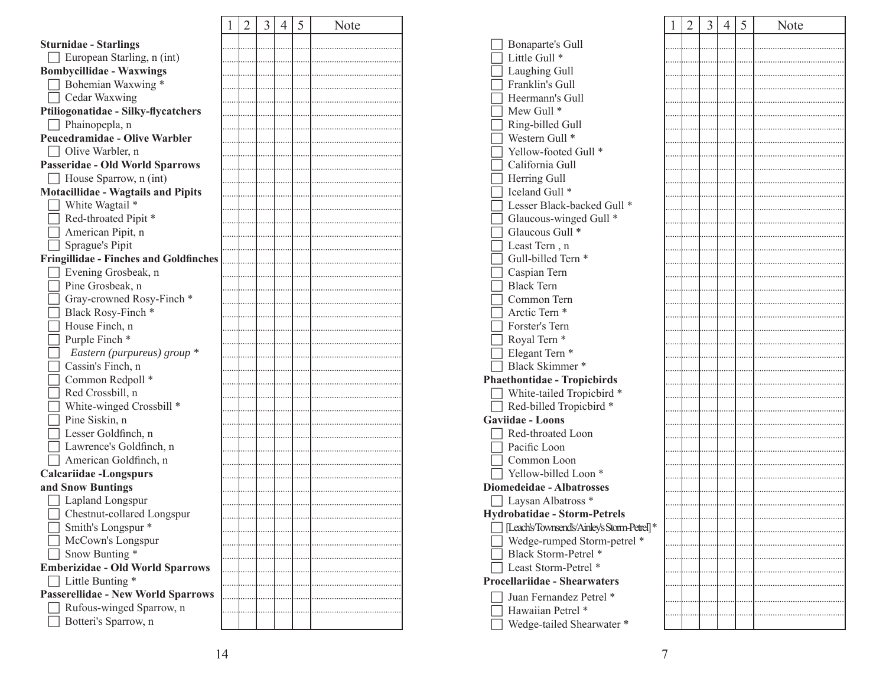| | 1 | 2 | 3 | 4 | 5 | Note |
|---|---|---|---|---|---|---|
| **Sturnidae - Starlings** | | | | | | |
| ☐ European Starling, n (int) | | | | | | |
| **Bombycillidae - Waxwings** | | | | | | |
| ☐ Bohemian Waxwing * | | | | | | |
| ☐ Cedar Waxwing | | | | | | |
| **Ptiliogonatidae - Silky-flycatchers** | | | | | | |
| ☐ Phainopepla, n | | | | | | |
| **Peucedramidae - Olive Warbler** | | | | | | |
| ☐ Olive Warbler, n | | | | | | |
| **Passeridae - Old World Sparrows** | | | | | | |
| ☐ House Sparrow, n (int) | | | | | | |
| **Motacillidae - Wagtails and Pipits** | | | | | | |
| ☐ White Wagtail * | | | | | | |
| ☐ Red-throated Pipit * | | | | | | |
| ☐ American Pipit, n | | | | | | |
| ☐ Sprague's Pipit | | | | | | |
| **Fringillidae - Finches and Goldfinches** | | | | | | |
| ☐ Evening Grosbeak, n | | | | | | |
| ☐ Pine Grosbeak, n | | | | | | |
| ☐ Gray-crowned Rosy-Finch * | | | | | | |
| ☐ Black Rosy-Finch * | | | | | | |
| ☐ House Finch, n | | | | | | |
| ☐ Purple Finch * | | | | | | |
| ☐ *Eastern (purpureus) group* * | | | | | | |
| ☐ Cassin's Finch, n | | | | | | |
| ☐ Common Redpoll * | | | | | | |
| ☐ Red Crossbill, n | | | | | | |
| ☐ White-winged Crossbill * | | | | | | |
| ☐ Pine Siskin, n | | | | | | |
| ☐ Lesser Goldfinch, n | | | | | | |
| ☐ Lawrence's Goldfinch, n | | | | | | |
| ☐ American Goldfinch, n | | | | | | |
| **Calcariidae -Longspurs and Snow Buntings** | | | | | | |
| ☐ Lapland Longspur | | | | | | |
| ☐ Chestnut-collared Longspur | | | | | | |
| ☐ Smith's Longspur * | | | | | | |
| ☐ McCown's Longspur | | | | | | |
| ☐ Snow Bunting * | | | | | | |
| **Emberizidae - Old World Sparrows** | | | | | | |
| ☐ Little Bunting * | | | | | | |
| **Passerellidae - New World Sparrows** | | | | | | |
| ☐ Rufous-winged Sparrow, n | | | | | | |
| ☐ Botteri's Sparrow, n | | | | | | |

| | 1 | 2 | 3 | 4 | 5 | Note |
|---|---|---|---|---|---|---|
| ☐ Bonaparte's Gull | | | | | | |
| ☐ Little Gull * | | | | | | |
| ☐ Laughing Gull | | | | | | |
| ☐ Franklin's Gull | | | | | | |
| ☐ Heermann's Gull | | | | | | |
| ☐ Mew Gull * | | | | | | |
| ☐ Ring-billed Gull | | | | | | |
| ☐ Western Gull * | | | | | | |
| ☐ Yellow-footed Gull * | | | | | | |
| ☐ California Gull | | | | | | |
| ☐ Herring Gull | | | | | | |
| ☐ Iceland Gull * | | | | | | |
| ☐ Lesser Black-backed Gull * | | | | | | |
| ☐ Glaucous-winged Gull * | | | | | | |
| ☐ Glaucous Gull * | | | | | | |
| ☐ Least Tern , n | | | | | | |
| ☐ Gull-billed Tern * | | | | | | |
| ☐ Caspian Tern | | | | | | |
| ☐ Black Tern | | | | | | |
| ☐ Common Tern | | | | | | |
| ☐ Arctic Tern * | | | | | | |
| ☐ Forster's Tern | | | | | | |
| ☐ Royal Tern * | | | | | | |
| ☐ Elegant Tern * | | | | | | |
| ☐ Black Skimmer * | | | | | | |
| **Phaethontidae - Tropicbirds** | | | | | | |
| ☐ White-tailed Tropicbird * | | | | | | |
| ☐ Red-billed Tropicbird * | | | | | | |
| **Gaviidae - Loons** | | | | | | |
| ☐ Red-throated Loon | | | | | | |
| ☐ Pacific Loon | | | | | | |
| ☐ Common Loon | | | | | | |
| ☐ Yellow-billed Loon * | | | | | | |
| **Diomedeidae - Albatrosses** | | | | | | |
| ☐ Laysan Albatross * | | | | | | |
| **Hydrobatidae - Storm-Petrels** | | | | | | |
| ☐ [Leach's/Townsend's/Ainley's Storm-Petrel] * | | | | | | |
| ☐ Wedge-rumped Storm-petrel * | | | | | | |
| ☐ Black Storm-Petrel * | | | | | | |
| ☐ Least Storm-Petrel * | | | | | | |
| **Procellariidae - Shearwaters** | | | | | | |
| ☐ Juan Fernandez Petrel * | | | | | | |
| ☐ Hawaiian Petrel * | | | | | | |
| ☐ Wedge-tailed Shearwater * | | | | | | |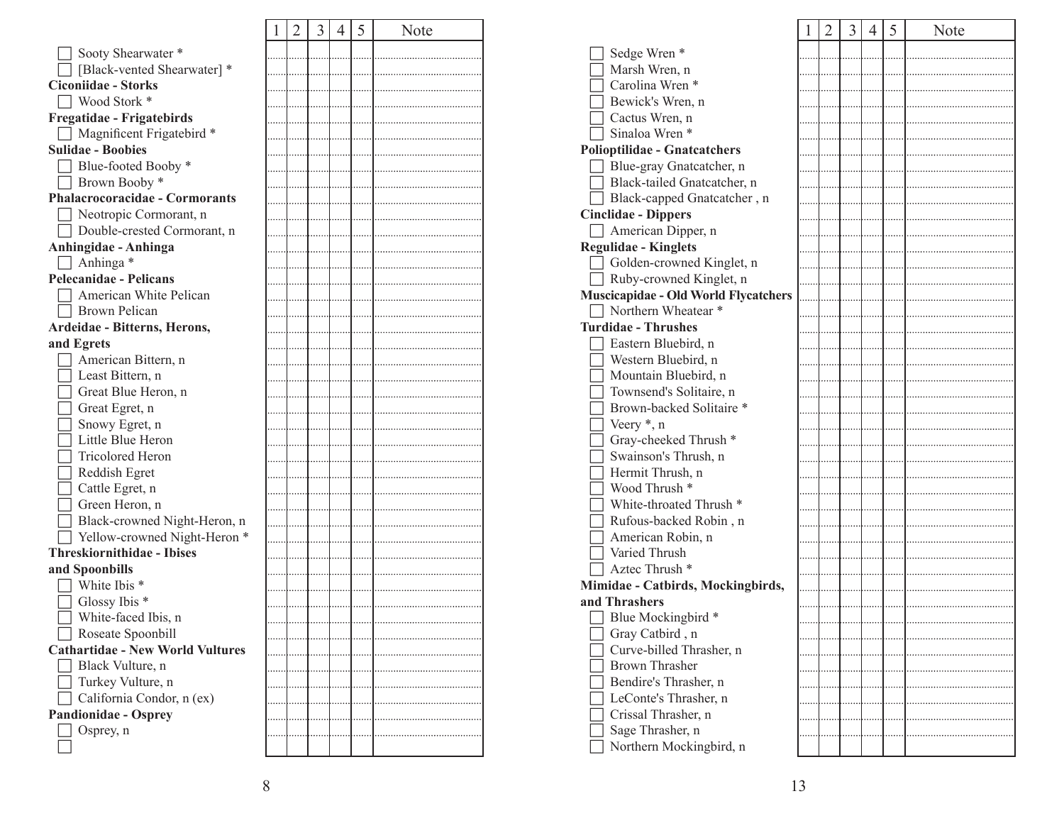| | 1 | 2 | 3 | 4 | 5 | Note |
|---|---|---|---|---|---|---|
| ☐ Sooty Shearwater * | | | | | | |
| ☐ [Black-vented Shearwater] * | | | | | | |
| **Ciconiidae - Storks** | | | | | | |
| ☐ Wood Stork * | | | | | | |
| **Fregatidae - Frigatebirds** | | | | | | |
| ☐ Magnificent Frigatebird * | | | | | | |
| **Sulidae - Boobies** | | | | | | |
| ☐ Blue-footed Booby * | | | | | | |
| ☐ Brown Booby * | | | | | | |
| **Phalacrocoracidae - Cormorants** | | | | | | |
| ☐ Neotropic Cormorant, n | | | | | | |
| ☐ Double-crested Cormorant, n | | | | | | |
| **Anhingidae - Anhinga** | | | | | | |
| ☐ Anhinga * | | | | | | |
| **Pelecanidae - Pelicans** | | | | | | |
| ☐ American White Pelican | | | | | | |
| ☐ Brown Pelican | | | | | | |
| **Ardeidae - Bitterns, Herons, and Egrets** | | | | | | |
| ☐ American Bittern, n | | | | | | |
| ☐ Least Bittern, n | | | | | | |
| ☐ Great Blue Heron, n | | | | | | |
| ☐ Great Egret, n | | | | | | |
| ☐ Snowy Egret, n | | | | | | |
| ☐ Little Blue Heron | | | | | | |
| ☐ Tricolored Heron | | | | | | |
| ☐ Reddish Egret | | | | | | |
| ☐ Cattle Egret, n | | | | | | |
| ☐ Green Heron, n | | | | | | |
| ☐ Black-crowned Night-Heron, n | | | | | | |
| ☐ Yellow-crowned Night-Heron * | | | | | | |
| **Threskiornithidae - Ibises and Spoonbills** | | | | | | |
| ☐ White Ibis * | | | | | | |
| ☐ Glossy Ibis * | | | | | | |
| ☐ White-faced Ibis, n | | | | | | |
| ☐ Roseate Spoonbill | | | | | | |
| **Cathartidae - New World Vultures** | | | | | | |
| ☐ Black Vulture, n | | | | | | |
| ☐ Turkey Vulture, n | | | | | | |
| ☐ California Condor, n (ex) | | | | | | |
| **Pandionidae - Osprey** | | | | | | |
| ☐ Osprey, n | | | | | | |
| ☐ | | | | | | |

| | 1 | 2 | 3 | 4 | 5 | Note |
|---|---|---|---|---|---|---|
| ☐ Sedge Wren * | | | | | | |
| ☐ Marsh Wren, n | | | | | | |
| ☐ Carolina Wren * | | | | | | |
| ☐ Bewick's Wren, n | | | | | | |
| ☐ Cactus Wren, n | | | | | | |
| ☐ Sinaloa Wren * | | | | | | |
| **Polioptilidae - Gnatcatchers** | | | | | | |
| ☐ Blue-gray Gnatcatcher, n | | | | | | |
| ☐ Black-tailed Gnatcatcher, n | | | | | | |
| ☐ Black-capped Gnatcatcher , n | | | | | | |
| **Cinclidae - Dippers** | | | | | | |
| ☐ American Dipper, n | | | | | | |
| **Regulidae - Kinglets** | | | | | | |
| ☐ Golden-crowned Kinglet, n | | | | | | |
| ☐ Ruby-crowned Kinglet, n | | | | | | |
| **Muscicapidae - Old World Flycatchers** | | | | | | |
| ☐ Northern Wheatear * | | | | | | |
| **Turdidae - Thrushes** | | | | | | |
| ☐ Eastern Bluebird, n | | | | | | |
| ☐ Western Bluebird, n | | | | | | |
| ☐ Mountain Bluebird, n | | | | | | |
| ☐ Townsend's Solitaire, n | | | | | | |
| ☐ Brown-backed Solitaire * | | | | | | |
| ☐ Veery *, n | | | | | | |
| ☐ Gray-cheeked Thrush * | | | | | | |
| ☐ Swainson's Thrush, n | | | | | | |
| ☐ Hermit Thrush, n | | | | | | |
| ☐ Wood Thrush * | | | | | | |
| ☐ White-throated Thrush * | | | | | | |
| ☐ Rufous-backed Robin , n | | | | | | |
| ☐ American Robin, n | | | | | | |
| ☐ Varied Thrush | | | | | | |
| ☐ Aztec Thrush * | | | | | | |
| **Mimidae - Catbirds, Mockingbirds, and Thrashers** | | | | | | |
| ☐ Blue Mockingbird * | | | | | | |
| ☐ Gray Catbird , n | | | | | | |
| ☐ Curve-billed Thrasher, n | | | | | | |
| ☐ Brown Thrasher | | | | | | |
| ☐ Bendire's Thrasher, n | | | | | | |
| ☐ LeConte's Thrasher, n | | | | | | |
| ☐ Crissal Thrasher, n | | | | | | |
| ☐ Sage Thrasher, n | | | | | | |
| ☐ Northern Mockingbird, n | | | | | | |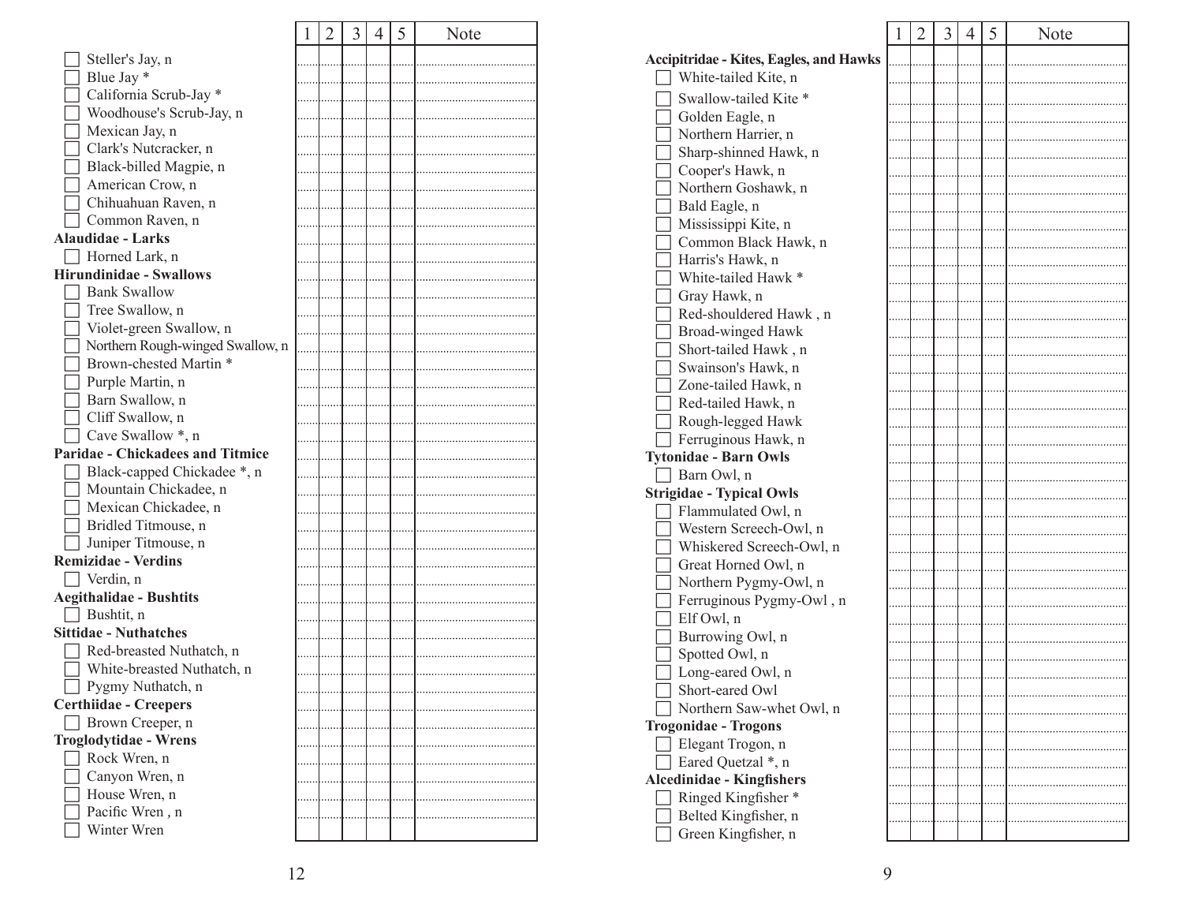| | 1 | 2 | 3 | 4 | 5 | Note |
|---|---|---|---|---|---|---|
| ☐ Steller's Jay, n | | | | | | |
| ☐ Blue Jay * | | | | | | |
| ☐ California Scrub-Jay * | | | | | | |
| ☐ Woodhouse's Scrub-Jay, n | | | | | | |
| ☐ Mexican Jay, n | | | | | | |
| ☐ Clark's Nutcracker, n | | | | | | |
| ☐ Black-billed Magpie, n | | | | | | |
| ☐ American Crow, n | | | | | | |
| ☐ Chihuahuan Raven, n | | | | | | |
| ☐ Common Raven, n | | | | | | |
| **Alaudidae - Larks** | | | | | | |
| ☐ Horned Lark, n | | | | | | |
| **Hirundinidae - Swallows** | | | | | | |
| ☐ Bank Swallow | | | | | | |
| ☐ Tree Swallow, n | | | | | | |
| ☐ Violet-green Swallow, n | | | | | | |
| ☐ Northern Rough-winged Swallow, n | | | | | | |
| ☐ Brown-chested Martin * | | | | | | |
| ☐ Purple Martin, n | | | | | | |
| ☐ Barn Swallow, n | | | | | | |
| ☐ Cliff Swallow, n | | | | | | |
| ☐ Cave Swallow *, n | | | | | | |
| **Paridae - Chickadees and Titmice** | | | | | | |
| ☐ Black-capped Chickadee *, n | | | | | | |
| ☐ Mountain Chickadee, n | | | | | | |
| ☐ Mexican Chickadee, n | | | | | | |
| ☐ Bridled Titmouse, n | | | | | | |
| ☐ Juniper Titmouse, n | | | | | | |
| **Remizidae - Verdins** | | | | | | |
| ☐ Verdin, n | | | | | | |
| **Aegithalidae - Bushtits** | | | | | | |
| ☐ Bushtit, n | | | | | | |
| **Sittidae - Nuthatches** | | | | | | |
| ☐ Red-breasted Nuthatch, n | | | | | | |
| ☐ White-breasted Nuthatch, n | | | | | | |
| ☐ Pygmy Nuthatch, n | | | | | | |
| **Certhiidae - Creepers** | | | | | | |
| ☐ Brown Creeper, n | | | | | | |
| **Troglodytidae - Wrens** | | | | | | |
| ☐ Rock Wren, n | | | | | | |
| ☐ Canyon Wren, n | | | | | | |
| ☐ House Wren, n | | | | | | |
| ☐ Pacific Wren , n | | | | | | |
| ☐ Winter Wren | | | | | | |

| | 1 | 2 | 3 | 4 | 5 | Note |
|---|---|---|---|---|---|---|
| **Accipitridae - Kites, Eagles, and Hawks** | | | | | | |
| ☐ White-tailed Kite, n | | | | | | |
| ☐ Swallow-tailed Kite * | | | | | | |
| ☐ Golden Eagle, n | | | | | | |
| ☐ Northern Harrier, n | | | | | | |
| ☐ Sharp-shinned Hawk, n | | | | | | |
| ☐ Cooper's Hawk, n | | | | | | |
| ☐ Northern Goshawk, n | | | | | | |
| ☐ Bald Eagle, n | | | | | | |
| ☐ Mississippi Kite, n | | | | | | |
| ☐ Common Black Hawk, n | | | | | | |
| ☐ Harris's Hawk, n | | | | | | |
| ☐ White-tailed Hawk * | | | | | | |
| ☐ Gray Hawk, n | | | | | | |
| ☐ Red-shouldered Hawk , n | | | | | | |
| ☐ Broad-winged Hawk | | | | | | |
| ☐ Short-tailed Hawk , n | | | | | | |
| ☐ Swainson's Hawk, n | | | | | | |
| ☐ Zone-tailed Hawk, n | | | | | | |
| ☐ Red-tailed Hawk, n | | | | | | |
| ☐ Rough-legged Hawk | | | | | | |
| ☐ Ferruginous Hawk, n | | | | | | |
| **Tytonidae - Barn Owls** | | | | | | |
| ☐ Barn Owl, n | | | | | | |
| **Strigidae - Typical Owls** | | | | | | |
| ☐ Flammulated Owl, n | | | | | | |
| ☐ Western Screech-Owl, n | | | | | | |
| ☐ Whiskered Screech-Owl, n | | | | | | |
| ☐ Great Horned Owl, n | | | | | | |
| ☐ Northern Pygmy-Owl, n | | | | | | |
| ☐ Ferruginous Pygmy-Owl , n | | | | | | |
| ☐ Elf Owl, n | | | | | | |
| ☐ Burrowing Owl, n | | | | | | |
| ☐ Spotted Owl, n | | | | | | |
| ☐ Long-eared Owl, n | | | | | | |
| ☐ Short-eared Owl | | | | | | |
| ☐ Northern Saw-whet Owl, n | | | | | | |
| **Trogonidae - Trogons** | | | | | | |
| ☐ Elegant Trogon, n | | | | | | |
| ☐ Eared Quetzal *, n | | | | | | |
| **Alcedinidae - Kingfishers** | | | | | | |
| ☐ Ringed Kingfisher * | | | | | | |
| ☐ Belted Kingfisher, n | | | | | | |
| ☐ Green Kingfisher, n | | | | | | |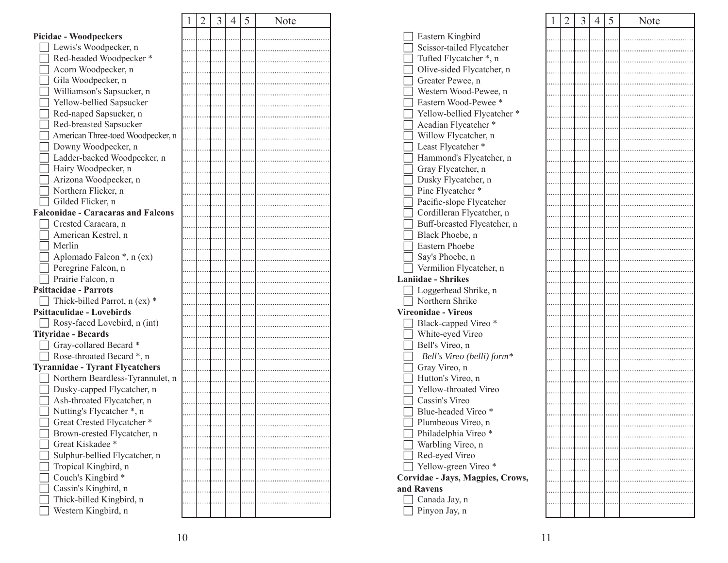| | 1 | 2 | 3 | 4 | 5 | Note |
|---|---|---|---|---|---|---|
| **Picidae - Woodpeckers** | | | | | | |
| ☐ Lewis's Woodpecker, n | | | | | | |
| ☐ Red-headed Woodpecker * | | | | | | |
| ☐ Acorn Woodpecker, n | | | | | | |
| ☐ Gila Woodpecker, n | | | | | | |
| ☐ Williamson's Sapsucker, n | | | | | | |
| ☐ Yellow-bellied Sapsucker | | | | | | |
| ☐ Red-naped Sapsucker, n | | | | | | |
| ☐ Red-breasted Sapsucker | | | | | | |
| ☐ American Three-toed Woodpecker, n | | | | | | |
| ☐ Downy Woodpecker, n | | | | | | |
| ☐ Ladder-backed Woodpecker, n | | | | | | |
| ☐ Hairy Woodpecker, n | | | | | | |
| ☐ Arizona Woodpecker, n | | | | | | |
| ☐ Northern Flicker, n | | | | | | |
| ☐ Gilded Flicker, n | | | | | | |
| **Falconidae - Caracaras and Falcons** | | | | | | |
| ☐ Crested Caracara, n | | | | | | |
| ☐ American Kestrel, n | | | | | | |
| ☐ Merlin | | | | | | |
| ☐ Aplomado Falcon *, n (ex) | | | | | | |
| ☐ Peregrine Falcon, n | | | | | | |
| ☐ Prairie Falcon, n | | | | | | |
| **Psittacidae - Parrots** | | | | | | |
| ☐ Thick-billed Parrot, n (ex) * | | | | | | |
| **Psittaculidae - Lovebirds** | | | | | | |
| ☐ Rosy-faced Lovebird, n (int) | | | | | | |
| **Tityridae - Becards** | | | | | | |
| ☐ Gray-collared Becard * | | | | | | |
| ☐ Rose-throated Becard *, n | | | | | | |
| **Tyrannidae - Tyrant Flycatchers** | | | | | | |
| ☐ Northern Beardless-Tyrannulet, n | | | | | | |
| ☐ Dusky-capped Flycatcher, n | | | | | | |
| ☐ Ash-throated Flycatcher, n | | | | | | |
| ☐ Nutting's Flycatcher *, n | | | | | | |
| ☐ Great Crested Flycatcher * | | | | | | |
| ☐ Brown-crested Flycatcher, n | | | | | | |
| ☐ Great Kiskadee * | | | | | | |
| ☐ Sulphur-bellied Flycatcher, n | | | | | | |
| ☐ Tropical Kingbird, n | | | | | | |
| ☐ Couch's Kingbird * | | | | | | |
| ☐ Cassin's Kingbird, n | | | | | | |
| ☐ Thick-billed Kingbird, n | | | | | | |
| ☐ Western Kingbird, n | | | | | | |

| | 1 | 2 | 3 | 4 | 5 | Note |
|---|---|---|---|---|---|---|
| ☐ Eastern Kingbird | | | | | | |
| ☐ Scissor-tailed Flycatcher | | | | | | |
| ☐ Tufted Flycatcher *, n | | | | | | |
| ☐ Olive-sided Flycatcher, n | | | | | | |
| ☐ Greater Pewee, n | | | | | | |
| ☐ Western Wood-Pewee, n | | | | | | |
| ☐ Eastern Wood-Pewee * | | | | | | |
| ☐ Yellow-bellied Flycatcher * | | | | | | |
| ☐ Acadian Flycatcher * | | | | | | |
| ☐ Willow Flycatcher, n | | | | | | |
| ☐ Least Flycatcher * | | | | | | |
| ☐ Hammond's Flycatcher, n | | | | | | |
| ☐ Gray Flycatcher, n | | | | | | |
| ☐ Dusky Flycatcher, n | | | | | | |
| ☐ Pine Flycatcher * | | | | | | |
| ☐ Pacific-slope Flycatcher | | | | | | |
| ☐ Cordilleran Flycatcher, n | | | | | | |
| ☐ Buff-breasted Flycatcher, n | | | | | | |
| ☐ Black Phoebe, n | | | | | | |
| ☐ Eastern Phoebe | | | | | | |
| ☐ Say's Phoebe, n | | | | | | |
| ☐ Vermilion Flycatcher, n | | | | | | |
| **Laniidae - Shrikes** | | | | | | |
| ☐ Loggerhead Shrike, n | | | | | | |
| ☐ Northern Shrike | | | | | | |
| **Vireonidae - Vireos** | | | | | | |
| ☐ Black-capped Vireo * | | | | | | |
| ☐ White-eyed Vireo | | | | | | |
| ☐ Bell's Vireo, n | | | | | | |
| ☐ *Bell's Vireo (belli) form** | | | | | | |
| ☐ Gray Vireo, n | | | | | | |
| ☐ Hutton's Vireo, n | | | | | | |
| ☐ Yellow-throated Vireo | | | | | | |
| ☐ Cassin's Vireo | | | | | | |
| ☐ Blue-headed Vireo * | | | | | | |
| ☐ Plumbeous Vireo, n | | | | | | |
| ☐ Philadelphia Vireo * | | | | | | |
| ☐ Warbling Vireo, n | | | | | | |
| ☐ Red-eyed Vireo | | | | | | |
| ☐ Yellow-green Vireo * | | | | | | |
| **Corvidae - Jays, Magpies, Crows, and Ravens** | | | | | | |
| ☐ Canada Jay, n | | | | | | |
| ☐ Pinyon Jay, n | | | | | | |